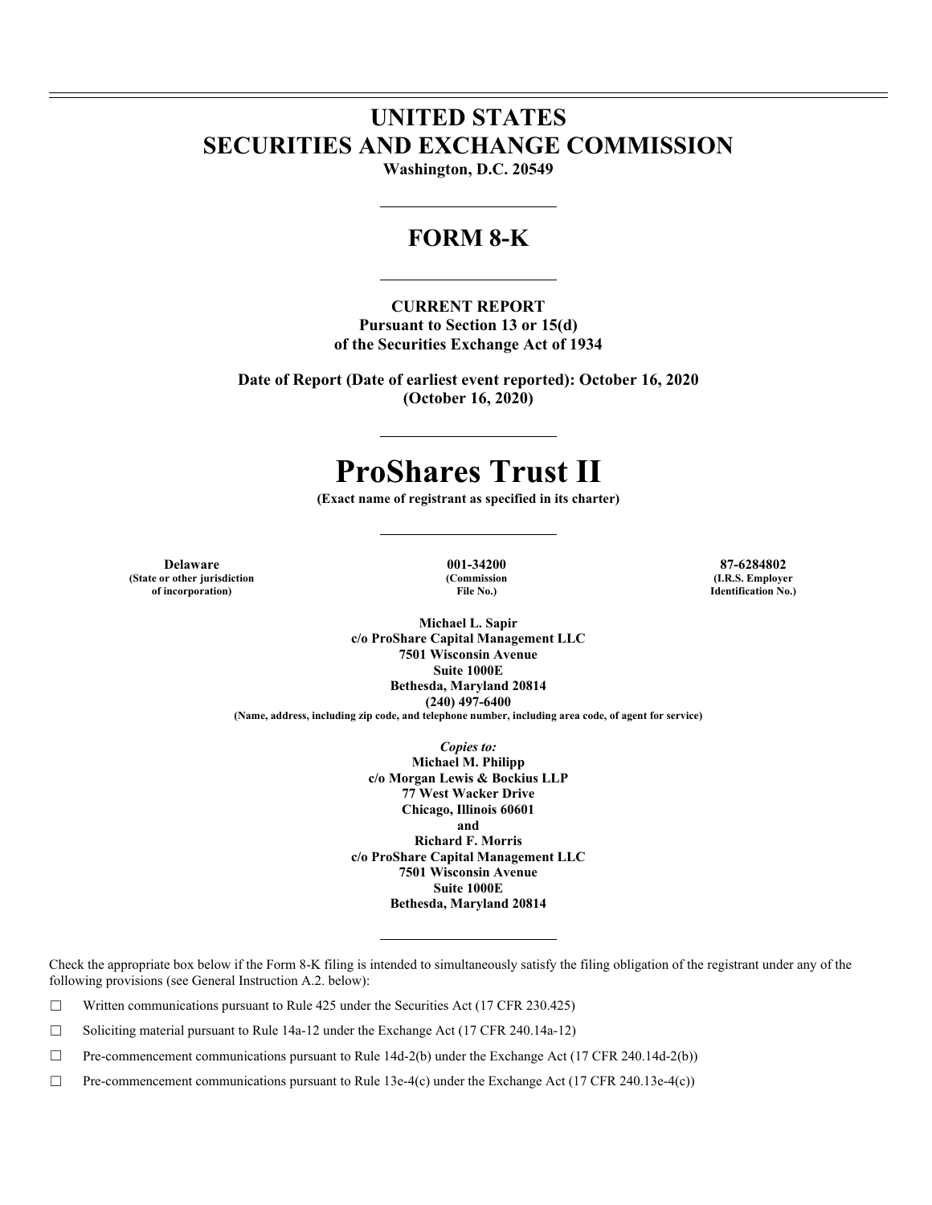# UNITED STATES
# SECURITIES AND EXCHANGE COMMISSION

**Washington, D.C. 20549**

---

## FORM 8-K

---

**CURRENT REPORT**
**Pursuant to Section 13 or 15(d)**
**of the Securities Exchange Act of 1934**

**Date of Report (Date of earliest event reported): October 16, 2020**
**(October 16, 2020)**

---

# ProShares Trust II

**(Exact name of registrant as specified in its charter)**

---

| Delaware | 001-34200 | 87-6284802 |
|---|---|---|
| (State or other jurisdiction of incorporation) | (Commission File No.) | (I.R.S. Employer Identification No.) |

**Michael L. Sapir**
**c/o ProShare Capital Management LLC**
**7501 Wisconsin Avenue**
**Suite 1000E**
**Bethesda, Maryland 20814**
**(240) 497-6400**
**(Name, address, including zip code, and telephone number, including area code, of agent for service)**

*Copies to:*
**Michael M. Philipp**
**c/o Morgan Lewis & Bockius LLP**
**77 West Wacker Drive**
**Chicago, Illinois 60601**
**and**
**Richard F. Morris**
**c/o ProShare Capital Management LLC**
**7501 Wisconsin Avenue**
**Suite 1000E**
**Bethesda, Maryland 20814**

---

Check the appropriate box below if the Form 8-K filing is intended to simultaneously satisfy the filing obligation of the registrant under any of the following provisions (see General Instruction A.2. below):

☐ Written communications pursuant to Rule 425 under the Securities Act (17 CFR 230.425)

☐ Soliciting material pursuant to Rule 14a-12 under the Exchange Act (17 CFR 240.14a-12)

☐ Pre-commencement communications pursuant to Rule 14d-2(b) under the Exchange Act (17 CFR 240.14d-2(b))

☐ Pre-commencement communications pursuant to Rule 13e-4(c) under the Exchange Act (17 CFR 240.13e-4(c))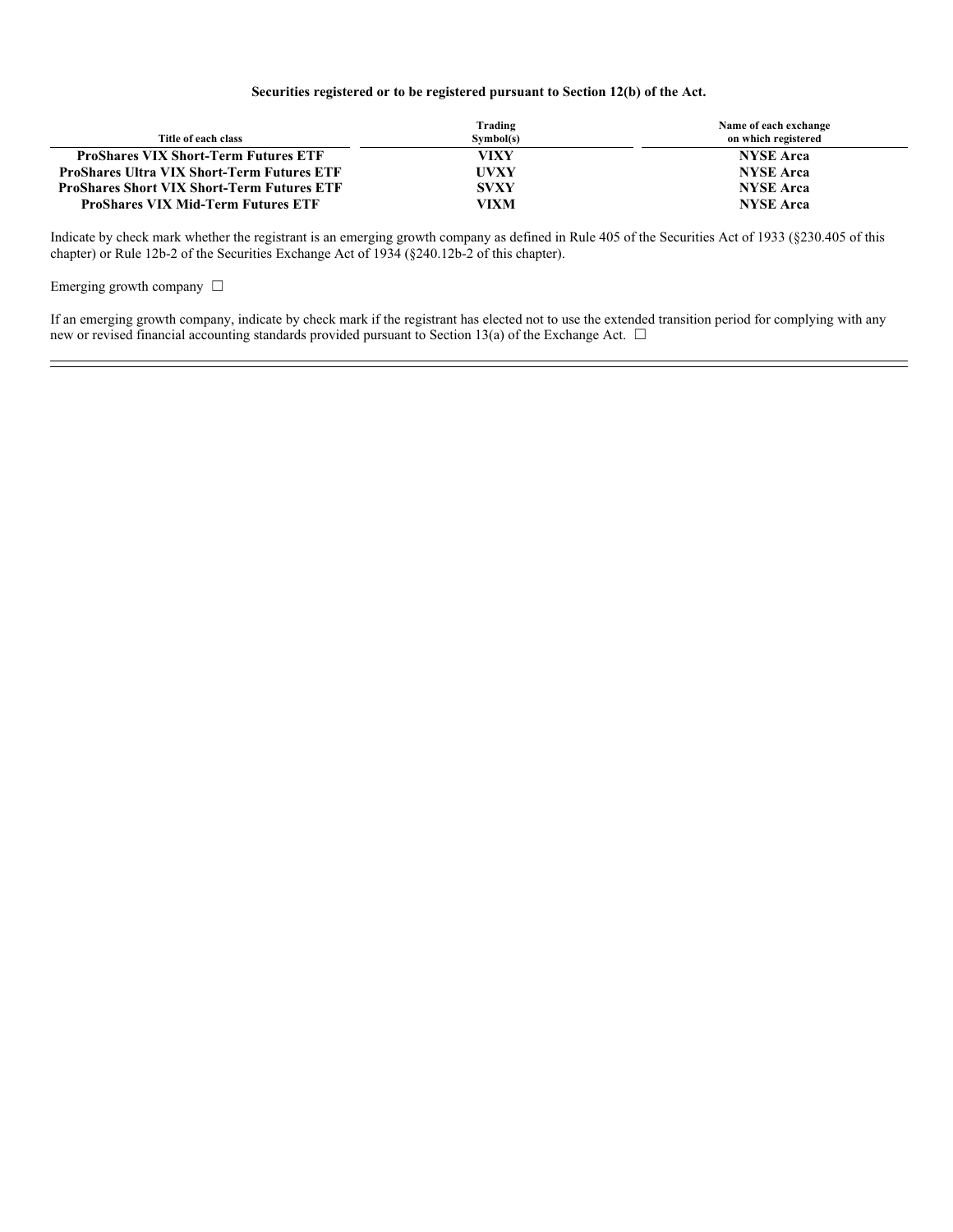**Securities registered or to be registered pursuant to Section 12(b) of the Act.**

| Title of each class | Trading Symbol(s) | Name of each exchange on which registered |
|---|---|---|
| **ProShares VIX Short-Term Futures ETF** | **VIXY** | **NYSE Arca** |
| **ProShares Ultra VIX Short-Term Futures ETF** | **UVXY** | **NYSE Arca** |
| **ProShares Short VIX Short-Term Futures ETF** | **SVXY** | **NYSE Arca** |
| **ProShares VIX Mid-Term Futures ETF** | **VIXM** | **NYSE Arca** |

Indicate by check mark whether the registrant is an emerging growth company as defined in Rule 405 of the Securities Act of 1933 (§230.405 of this chapter) or Rule 12b-2 of the Securities Exchange Act of 1934 (§240.12b-2 of this chapter).

Emerging growth company ☐

If an emerging growth company, indicate by check mark if the registrant has elected not to use the extended transition period for complying with any new or revised financial accounting standards provided pursuant to Section 13(a) of the Exchange Act. ☐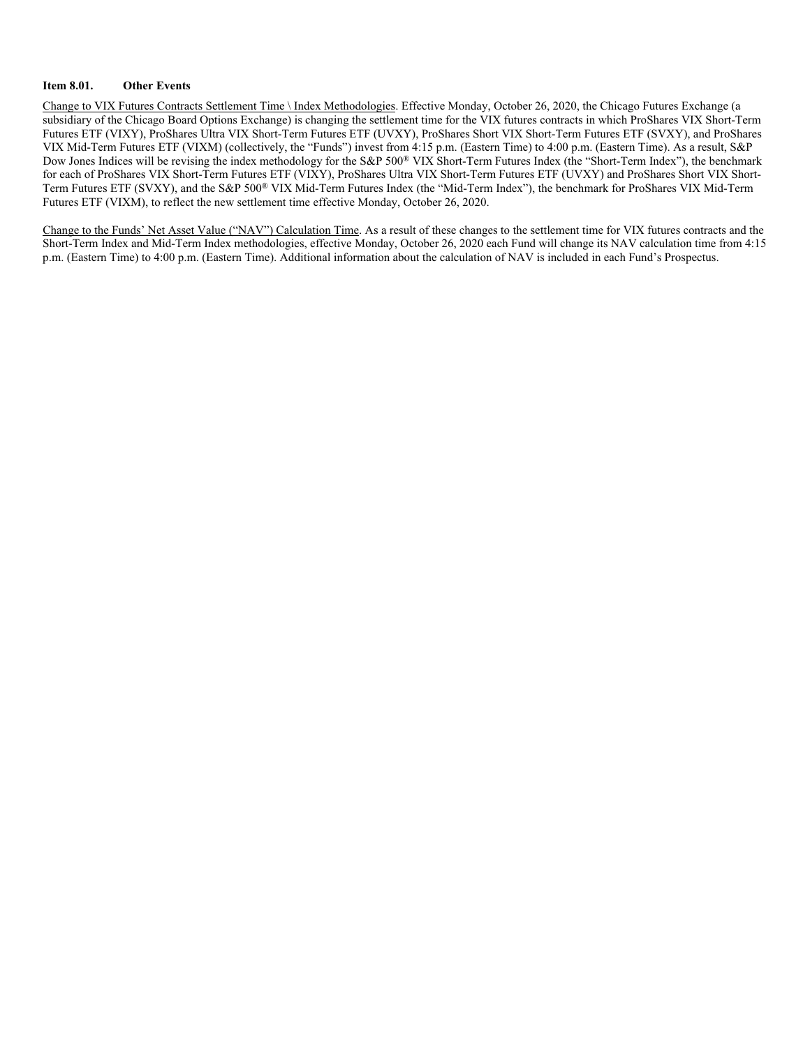**Item 8.01. Other Events**

Change to VIX Futures Contracts Settlement Time \ Index Methodologies. Effective Monday, October 26, 2020, the Chicago Futures Exchange (a subsidiary of the Chicago Board Options Exchange) is changing the settlement time for the VIX futures contracts in which ProShares VIX Short-Term Futures ETF (VIXY), ProShares Ultra VIX Short-Term Futures ETF (UVXY), ProShares Short VIX Short-Term Futures ETF (SVXY), and ProShares VIX Mid-Term Futures ETF (VIXM) (collectively, the "Funds") invest from 4:15 p.m. (Eastern Time) to 4:00 p.m. (Eastern Time). As a result, S&P Dow Jones Indices will be revising the index methodology for the S&P 500® VIX Short-Term Futures Index (the "Short-Term Index"), the benchmark for each of ProShares VIX Short-Term Futures ETF (VIXY), ProShares Ultra VIX Short-Term Futures ETF (UVXY) and ProShares Short VIX Short-Term Futures ETF (SVXY), and the S&P 500® VIX Mid-Term Futures Index (the "Mid-Term Index"), the benchmark for ProShares VIX Mid-Term Futures ETF (VIXM), to reflect the new settlement time effective Monday, October 26, 2020.

Change to the Funds' Net Asset Value ("NAV") Calculation Time. As a result of these changes to the settlement time for VIX futures contracts and the Short-Term Index and Mid-Term Index methodologies, effective Monday, October 26, 2020 each Fund will change its NAV calculation time from 4:15 p.m. (Eastern Time) to 4:00 p.m. (Eastern Time). Additional information about the calculation of NAV is included in each Fund's Prospectus.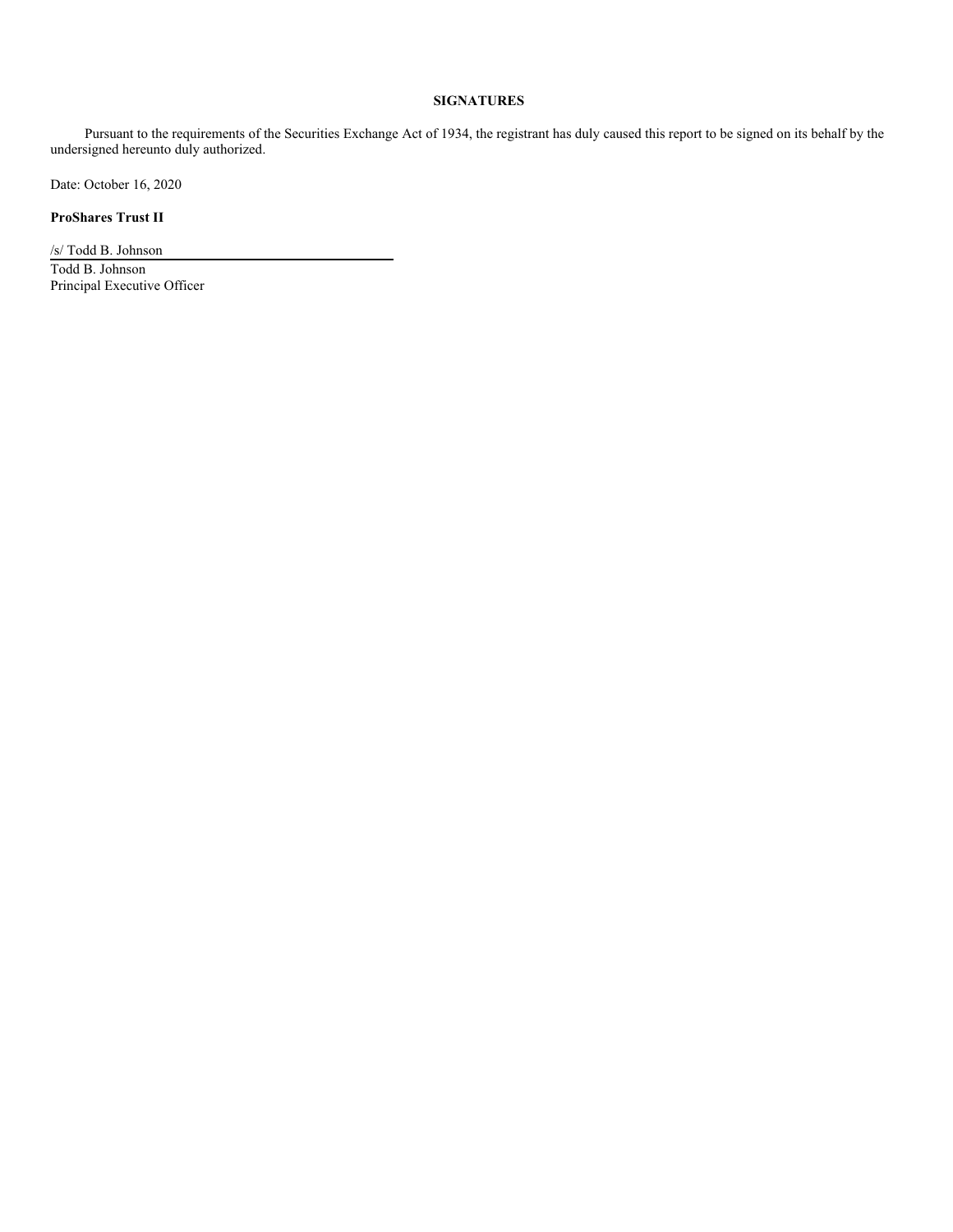**SIGNATURES**

Pursuant to the requirements of the Securities Exchange Act of 1934, the registrant has duly caused this report to be signed on its behalf by the undersigned hereunto duly authorized.

Date: October 16, 2020

**ProShares Trust II**

/s/ Todd B. Johnson

Todd B. Johnson
Principal Executive Officer